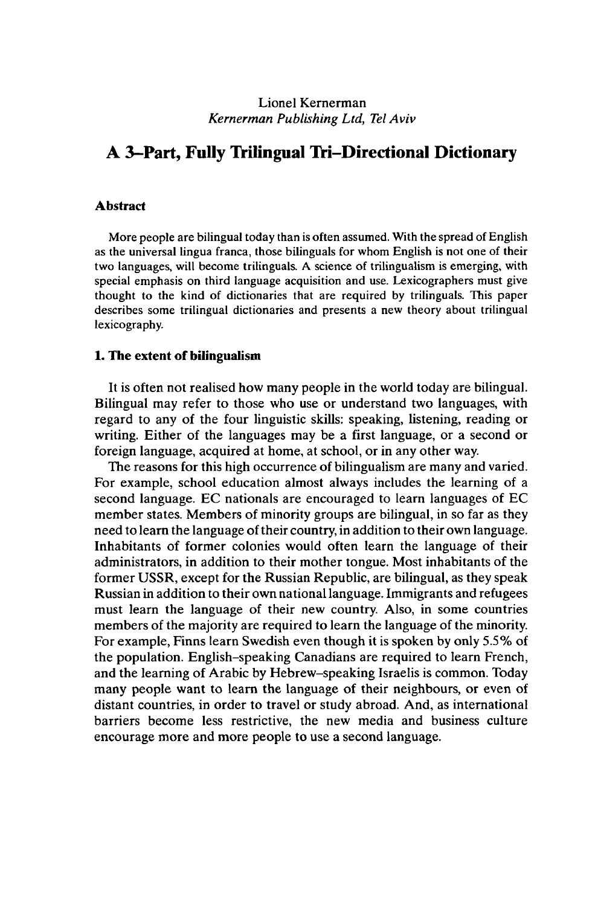Lionel Kernerman
*Kernerman Publishing Ltd, Tel Aviv*

# A 3–Part, Fully Trilingual Tri–Directional Dictionary

## Abstract

More people are bilingual today than is often assumed. With the spread of English as the universal lingua franca, those bilinguals for whom English is not one of their two languages, will become trilinguals. A science of trilingualism is emerging, with special emphasis on third language acquisition and use. Lexicographers must give thought to the kind of dictionaries that are required by trilinguals. This paper describes some trilingual dictionaries and presents a new theory about trilingual lexicography.

## 1. The extent of bilingualism

It is often not realised how many people in the world today are bilingual. Bilingual may refer to those who use or understand two languages, with regard to any of the four linguistic skills: speaking, listening, reading or writing. Either of the languages may be a first language, or a second or foreign language, acquired at home, at school, or in any other way.

The reasons for this high occurrence of bilingualism are many and varied. For example, school education almost always includes the learning of a second language. EC nationals are encouraged to learn languages of EC member states. Members of minority groups are bilingual, in so far as they need to learn the language of their country, in addition to their own language. Inhabitants of former colonies would often learn the language of their administrators, in addition to their mother tongue. Most inhabitants of the former USSR, except for the Russian Republic, are bilingual, as they speak Russian in addition to their own national language. Immigrants and refugees must learn the language of their new country. Also, in some countries members of the majority are required to learn the language of the minority. For example, Finns learn Swedish even though it is spoken by only 5.5% of the population. English–speaking Canadians are required to learn French, and the learning of Arabic by Hebrew–speaking Israelis is common. Today many people want to learn the language of their neighbours, or even of distant countries, in order to travel or study abroad. And, as international barriers become less restrictive, the new media and business culture encourage more and more people to use a second language.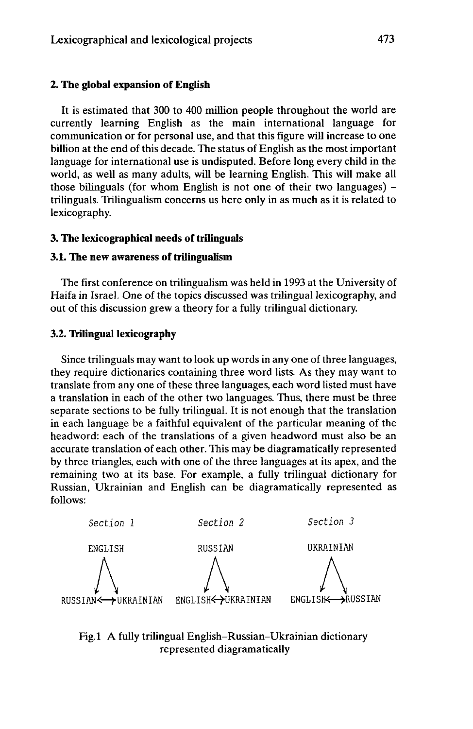## 2. The global expansion of English

It is estimated that 300 to 400 million people throughout the world are currently learning English as the main international language for communication or for personal use, and that this figure will increase to one billion at the end of this decade. The status of English as the most important language for international use is undisputed. Before long every child in the world, as well as many adults, will be learning English. This will make all those bilinguals (for whom English is not one of their two languages) – trilinguals. Trilingualism concerns us here only in as much as it is related to lexicography.

## 3. The lexicographical needs of trilinguals

### 3.1. The new awareness of trilingualism

The first conference on trilingualism was held in 1993 at the University of Haifa in Israel. One of the topics discussed was trilingual lexicography, and out of this discussion grew a theory for a fully trilingual dictionary.

### 3.2. Trilingual lexicography

Since trilinguals may want to look up words in any one of three languages, they require dictionaries containing three word lists. As they may want to translate from any one of these three languages, each word listed must have a translation in each of the other two languages. Thus, there must be three separate sections to be fully trilingual. It is not enough that the translation in each language be a faithful equivalent of the particular meaning of the headword: each of the translations of a given headword must also be an accurate translation of each other. This may be diagramatically represented by three triangles, each with one of the three languages at its apex, and the remaining two at its base. For example, a fully trilingual dictionary for Russian, Ukrainian and English can be diagramatically represented as follows:

```
    Section 1                Section 2                Section 3

     ENGLISH                  RUSSIAN                 UKRAINIAN
       /\                       /\                       /\
      /  \                     /  \                     /  \
     v    v                   v    v                   v    v
RUSSIAN<-->UKRAINIAN   ENGLISH<-->UKRAINIAN    ENGLISH<-->RUSSIAN
```

Fig.1 A fully trilingual English–Russian–Ukrainian dictionary represented diagramatically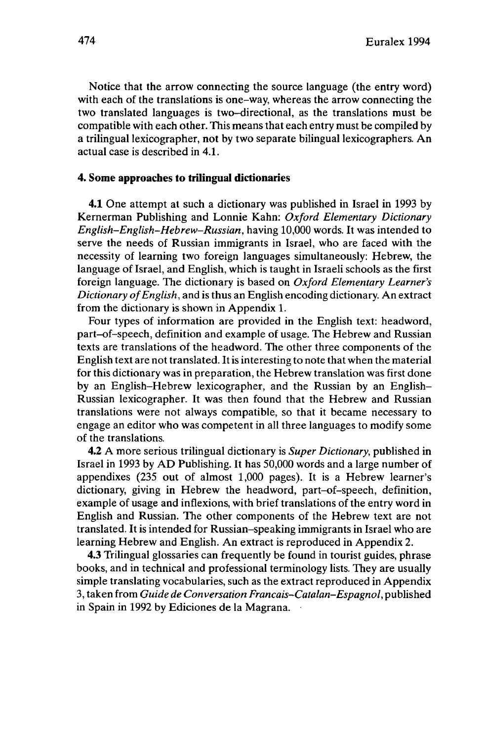Notice that the arrow connecting the source language (the entry word) with each of the translations is one–way, whereas the arrow connecting the two translated languages is two–directional, as the translations must be compatible with each other. This means that each entry must be compiled by a trilingual lexicographer, not by two separate bilingual lexicographers. An actual case is described in 4.1.

## 4. Some approaches to trilingual dictionaries

**4.1** One attempt at such a dictionary was published in Israel in 1993 by Kernerman Publishing and Lonnie Kahn: *Oxford Elementary Dictionary English–English–Hebrew–Russian*, having 10,000 words. It was intended to serve the needs of Russian immigrants in Israel, who are faced with the necessity of learning two foreign languages simultaneously: Hebrew, the language of Israel, and English, which is taught in Israeli schools as the first foreign language. The dictionary is based on *Oxford Elementary Learner's Dictionary of English*, and is thus an English encoding dictionary. An extract from the dictionary is shown in Appendix 1.

Four types of information are provided in the English text: headword, part–of–speech, definition and example of usage. The Hebrew and Russian texts are translations of the headword. The other three components of the English text are not translated. It is interesting to note that when the material for this dictionary was in preparation, the Hebrew translation was first done by an English–Hebrew lexicographer, and the Russian by an English–Russian lexicographer. It was then found that the Hebrew and Russian translations were not always compatible, so that it became necessary to engage an editor who was competent in all three languages to modify some of the translations.

**4.2** A more serious trilingual dictionary is *Super Dictionary*, published in Israel in 1993 by AD Publishing. It has 50,000 words and a large number of appendixes (235 out of almost 1,000 pages). It is a Hebrew learner's dictionary, giving in Hebrew the headword, part–of–speech, definition, example of usage and inflexions, with brief translations of the entry word in English and Russian. The other components of the Hebrew text are not translated. It is intended for Russian–speaking immigrants in Israel who are learning Hebrew and English. An extract is reproduced in Appendix 2.

**4.3** Trilingual glossaries can frequently be found in tourist guides, phrase books, and in technical and professional terminology lists. They are usually simple translating vocabularies, such as the extract reproduced in Appendix 3, taken from *Guide de Conversation Francais–Catalan–Espagnol*, published in Spain in 1992 by Ediciones de la Magrana.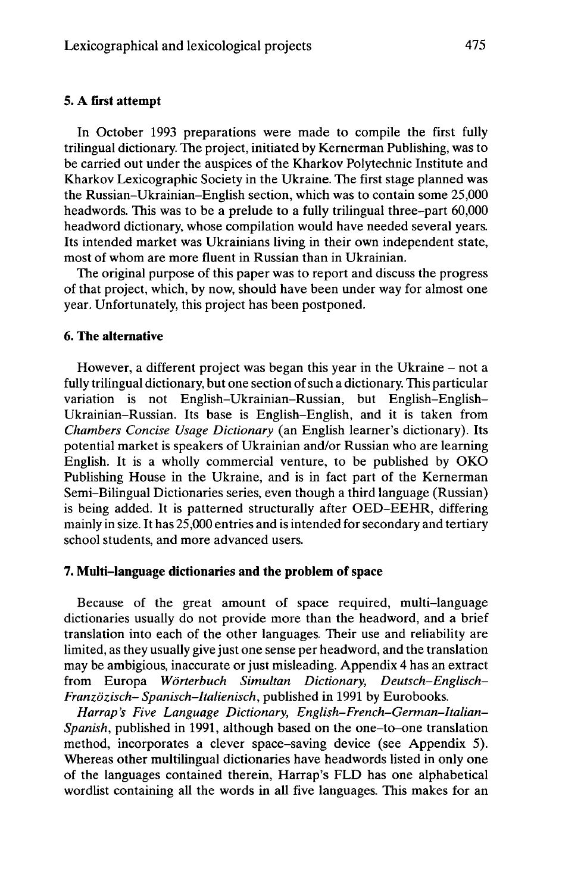### 5. A first attempt

In October 1993 preparations were made to compile the first fully trilingual dictionary. The project, initiated by Kernerman Publishing, was to be carried out under the auspices of the Kharkov Polytechnic Institute and Kharkov Lexicographic Society in the Ukraine. The first stage planned was the Russian–Ukrainian–English section, which was to contain some 25,000 headwords. This was to be a prelude to a fully trilingual three-part 60,000 headword dictionary, whose compilation would have needed several years. Its intended market was Ukrainians living in their own independent state, most of whom are more fluent in Russian than in Ukrainian.

The original purpose of this paper was to report and discuss the progress of that project, which, by now, should have been under way for almost one year. Unfortunately, this project has been postponed.

### 6. The alternative

However, a different project was began this year in the Ukraine – not a fully trilingual dictionary, but one section of such a dictionary. This particular variation is not English–Ukrainian–Russian, but English–English–Ukrainian–Russian. Its base is English–English, and it is taken from *Chambers Concise Usage Dictionary* (an English learner's dictionary). Its potential market is speakers of Ukrainian and/or Russian who are learning English. It is a wholly commercial venture, to be published by OKO Publishing House in the Ukraine, and is in fact part of the Kernerman Semi-Bilingual Dictionaries series, even though a third language (Russian) is being added. It is patterned structurally after OED–EEHR, differing mainly in size. It has 25,000 entries and is intended for secondary and tertiary school students, and more advanced users.

### 7. Multi–language dictionaries and the problem of space

Because of the great amount of space required, multi–language dictionaries usually do not provide more than the headword, and a brief translation into each of the other languages. Their use and reliability are limited, as they usually give just one sense per headword, and the translation may be ambigious, inaccurate or just misleading. Appendix 4 has an extract from Europa *Wörterbuch Simultan Dictionary, Deutsch–Englisch–Franzözisch– Spanisch–Italienisch*, published in 1991 by Eurobooks.

*Harrap's Five Language Dictionary, English–French–German–Italian–Spanish*, published in 1991, although based on the one–to–one translation method, incorporates a clever space–saving device (see Appendix 5). Whereas other multilingual dictionaries have headwords listed in only one of the languages contained therein, Harrap's FLD has one alphabetical wordlist containing all the words in all five languages. This makes for an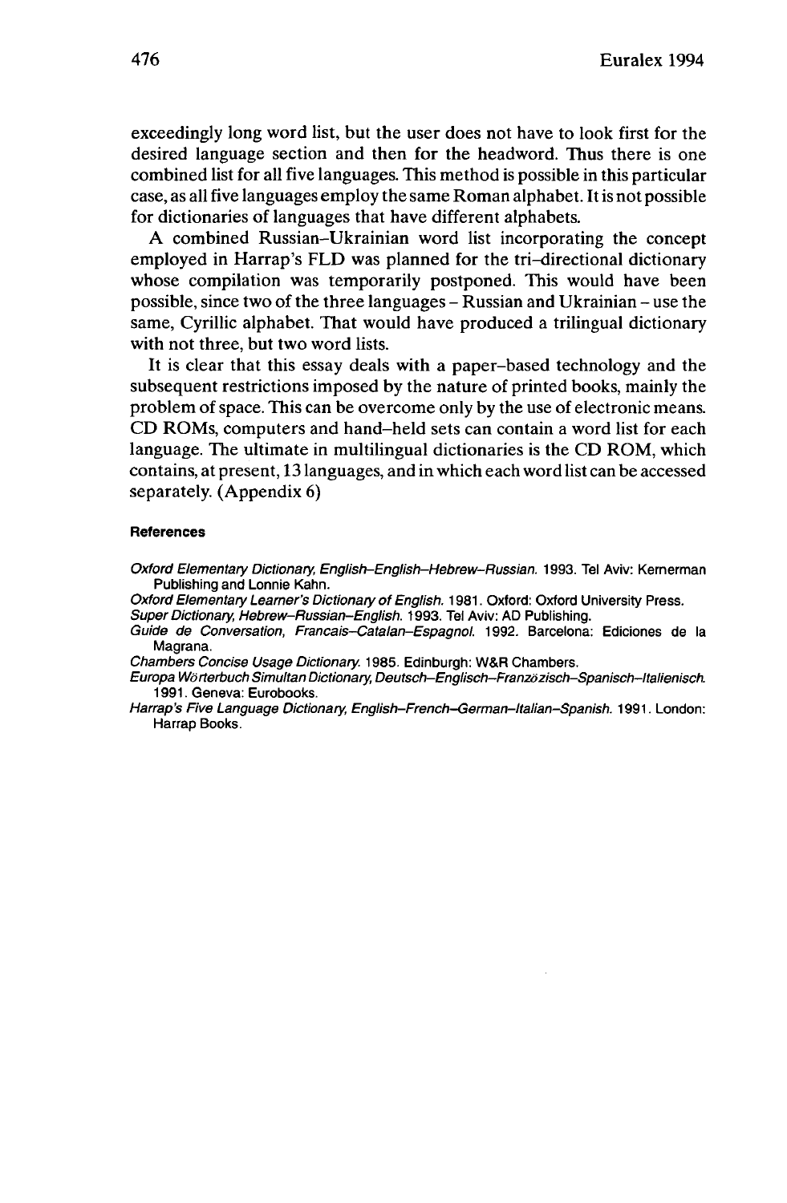exceedingly long word list, but the user does not have to look first for the desired language section and then for the headword. Thus there is one combined list for all five languages. This method is possible in this particular case, as all five languages employ the same Roman alphabet. It is not possible for dictionaries of languages that have different alphabets.

A combined Russian–Ukrainian word list incorporating the concept employed in Harrap's FLD was planned for the tri–directional dictionary whose compilation was temporarily postponed. This would have been possible, since two of the three languages – Russian and Ukrainian – use the same, Cyrillic alphabet. That would have produced a trilingual dictionary with not three, but two word lists.

It is clear that this essay deals with a paper–based technology and the subsequent restrictions imposed by the nature of printed books, mainly the problem of space. This can be overcome only by the use of electronic means. CD ROMs, computers and hand–held sets can contain a word list for each language. The ultimate in multilingual dictionaries is the CD ROM, which contains, at present, 13 languages, and in which each word list can be accessed separately. (Appendix 6)

#### References

*Oxford Elementary Dictionary, English–English–Hebrew–Russian.* 1993. Tel Aviv: Kernerman Publishing and Lonnie Kahn.

*Oxford Elementary Learner's Dictionary of English.* 1981. Oxford: Oxford University Press.

*Super Dictionary, Hebrew–Russian–English.* 1993. Tel Aviv: AD Publishing.

*Guide de Conversation, Francais–Catalan–Espagnol.* 1992. Barcelona: Ediciones de la Magrana.

*Chambers Concise Usage Dictionary.* 1985. Edinburgh: W&R Chambers.

*Europa Wörterbuch Simultan Dictionary, Deutsch–Englisch–Französisch–Spanisch–Italienisch.* 1991. Geneva: Eurobooks.

*Harrap's Five Language Dictionary, English–French–German–Italian–Spanish.* 1991. London: Harrap Books.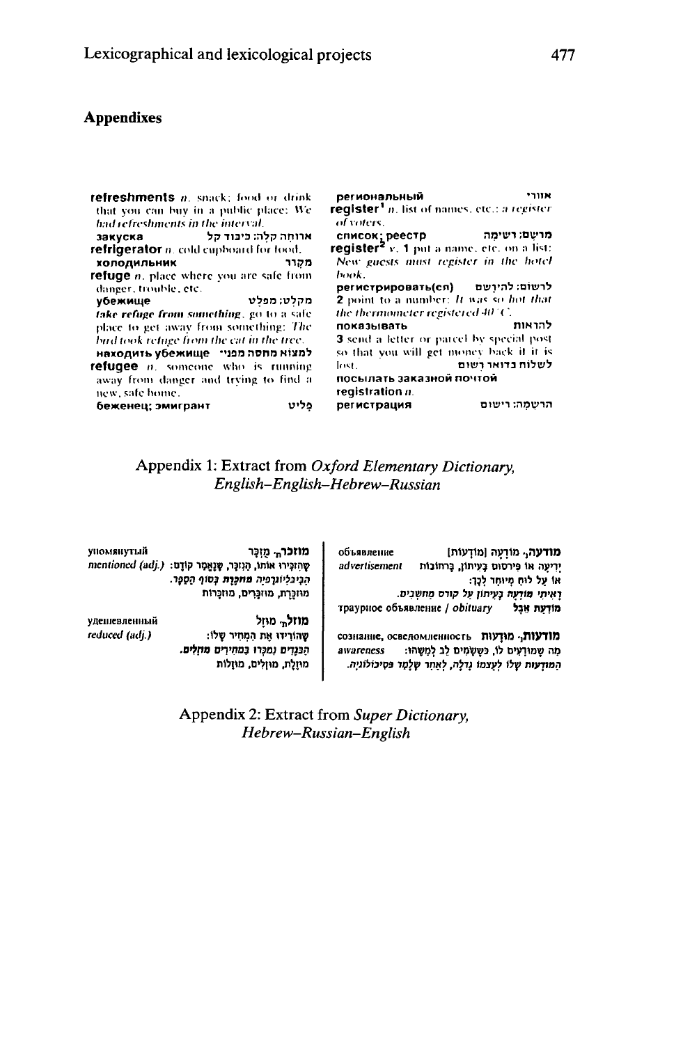## Appendixes

**refreshments** *n.* snack; food or drink that you can buy in a public place: *We had refreshments in the interval.*
**закуска** ארוחה קלה; כיבוד קל
**refrigerator** *n.* cold cupboard for food.
**холодильник** מקרר
**refuge** *n.* place where you are safe from danger, trouble, etc.
**убежище** מקלט; מפלט
***take refuge from something***, go to a safe place to get away from something: *The bird took refuge from the cat in the tree.*
**находить убежище** למצוא מחסה מפני
**refugee** *n.* someone who is running away from danger and trying to find a new, safe home.
**беженец; эмигрант** פליט

**региональный** אזורי
**register**[1] *n.* list of names, etc.: *a register of voters.*
**список; реестр** מרשם; רשימה
**register**[2] *v.* **1** put a name, etc. on a list: *New guests must register in the hotel book.*
**регистрировать(ся)** לרשום; להירשם
**2** point to a number: *It was so hot that the thermometer registered 40°C.*
**показывать** להראות
**3** send a letter or parcel by special post so that you will get money back if it is lost.
לשלוח בדואר רשום
**посылать заказной почтой**
**registration** *n.*
**регистрация** הרשמה; רישום

Appendix 1: Extract from *Oxford Elementary Dictionary, English–English–Hebrew–Russian*

**מודעה**, מוֹדָעָה [מוֹדָעוֹת] — объявление — *advertisement*
יְדִיעָה אוֹ פִּרְסוּם בָּעִיתּוֹן, בָּרְחוֹבוֹת אוֹ עַל לוּחַ מְיוּחָד לְכָךְ:
*רָאִיתִי מוֹדָעָה בָּעִיתּוֹן עַל קוּרְס מַחְשְׁבִים.*
מוֹדָעַת אֵבֶל — траурное объявление / *obituary*

**מודעות**, מוּדָעוּת — сознание, осведомленность — *awareness*
מַה שֶׁמּוּדָעִים לוֹ, כְּשֶׁשָּׂמִים לֵב לְמַשֶּׁהוּ:
*הַמּוּדָעוּת שֶׁלּוֹ לְעַצְמוֹ גָּדְלָה, לְאַחַר שֶׁלָּמַד פְּסִיכוֹלוֹגְיָה.*

**מוזכר**, מֻזְכָּר — упомянутый — *mentioned (adj.)*
שֶׁהִזְכִּירוּ אוֹתוֹ, הַנִּזְכָּר, שֶׁנֶּאֱמַר קוֹדֶם:
*הַבִּיבְּלִיוֹגְרַפְיָה מֻזְכֶּרֶת בְּסוֹף הַסֵּפֶר.*
מוּזְכֶּרֶת, מוּזְכָּרִים, מוּזְכָּרוֹת

**מוזל**, מוּזָל — удешевленный — *reduced (adj.)*
שֶׁהוֹרִידוּ אֶת הַמְּחִיר שֶׁלּוֹ:
*הַבְּגָדִים נִמְכְּרוּ בִּמְחִירִים מוּזָלִים.*
מוּזֶלֶת, מוּזָלִים, מוּזָלוֹת

Appendix 2: Extract from *Super Dictionary, Hebrew–Russian–English*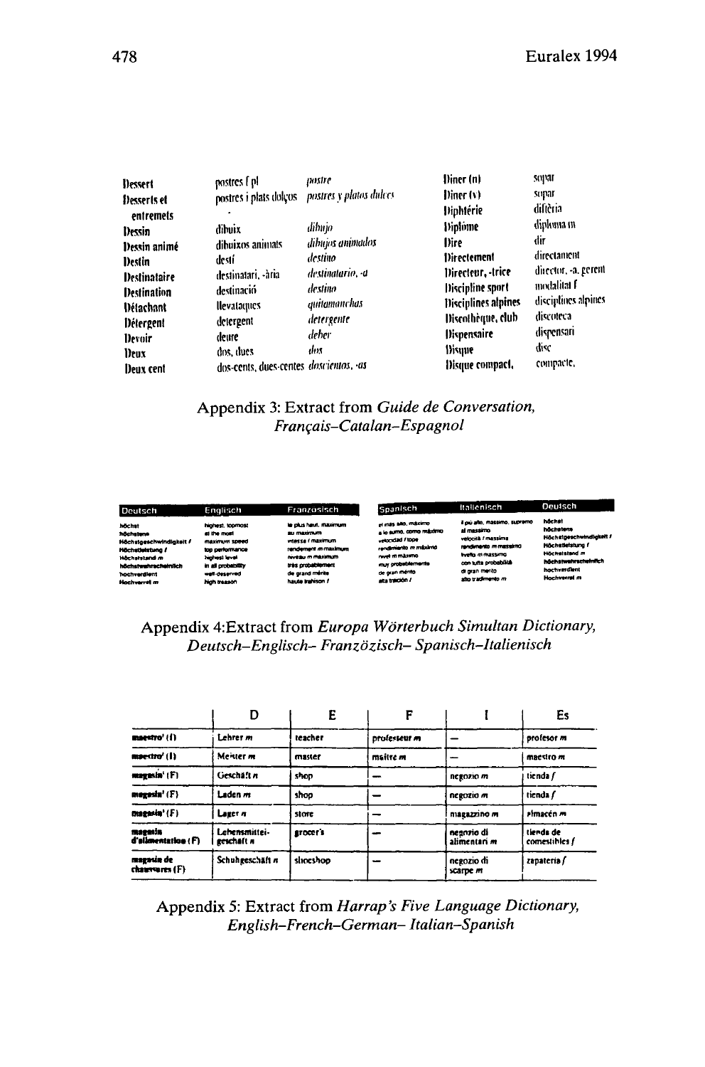| | | | | |
|---|---|---|---|---|
| **Dessert** | postres f pl | *postre* | **Diner (n)** | sopar |
| **Desserts et entremets** | postres i plats dolços | *postres y platos dulces* | **Diner (v)** | sopar |
| | - | | **Diphtérie** | diftèria |
| **Dessin** | dibuix | *dibujo* | **Diplôme** | diploma m |
| **Dessin animé** | dibuixos animats | *dibujos animados* | **Dire** | dir |
| **Destin** | destí | *destino* | **Directement** | directament |
| **Destinataire** | destinatari, -ària | *destinatario, -a* | **Directeur, -trice** | director, -a, gerent |
| **Destination** | destinació | *destino* | **Discipline sport** | modalitat f |
| **Détachant** | llevataques | *quitamanchas* | **Disciplines alpines** | disciplines alpines |
| **Détergent** | detergent | *detergente* | **Discothèque, club** | discoteca |
| **Devoir** | deure | *deber* | **Dispensaire** | dispensari |
| **Deux** | dos, dues | *dos* | **Disque** | disc |
| **Deux cent** | dos-cents, dues-centes | *doscientos, -as* | **Disque compact,** | compacte, |

Appendix 3: Extract from *Guide de Conversation, Français–Catalan–Espagnol*

| Deutsch | Englisch | Französisch |
|---|---|---|
| höchst | highest, topmost | le plus haut, maximum |
| höchstens | at the most | au maximum |
| Höchstgeschwindigkeit *f* | maximum speed | vitesse *f* maximum |
| Höchstleistung *f* | top performance | rendement *m* maximum |
| Höchststand *m* | highest level | niveau *m* maximum |
| höchstwahrscheinlich | in all probability | très probablement |
| hochverdient | well-deserved | de grand mérite |
| Hochverrat *m* | high treason | haute trahison *f* |

| Spanisch | Italienisch | Deutsch |
|---|---|---|
| el más alto, máximo | il più alto, massimo, supremo | höchst |
| a lo sumo, como máximo | al massimo | höchstens |
| velocidad *f* tope | velocità *f* massima | Höchstgeschwindigkeit *f* |
| rendimiento *m* máximo | rendimento *m* massimo | Höchstleistung *f* |
| nivel *m* máximo | livello *m* massimo | Höchststand *m* |
| muy probablemente | con tutta probabilità | höchstwahrscheinlich |
| de gran mérito | di gran merito | hochverdient |
| alta traición *f* | alto tradimento *m* | Hochverrat *m* |

Appendix 4:Extract from *Europa Wörterbuch Simultan Dictionary, Deutsch–Englisch– Französisch– Spanisch–Italienisch*

| | D | E | F | I | Es |
|---|---|---|---|---|---|
| **maestro¹ (I)** | Lehrer *m* | teacher | professeur *m* | — | profesor *m* |
| **maestro² (I)** | Meister *m* | master | maître *m* | — | maestro *m* |
| **magasin¹ (F)** | Geschäft *n* | shop | — | negozio *m* | tienda *f* |
| **magasin² (F)** | Laden *m* | shop | — | negozio *m* | tienda *f* |
| **magasin³ (F)** | Lager *n* | store | — | magazzino *m* | almacén *m* |
| **magasin d'alimentation (F)** | Lebensmittel-geschäft *n* | grocer's | — | negozio di alimentari *m* | tienda de comestibles *f* |
| **magasin de chaussures (F)** | Schuhgeschäft *n* | shoeshop | — | negozio di scarpe *m* | zapatería *f* |

Appendix 5: Extract from *Harrap's Five Language Dictionary, English–French–German– Italian–Spanish*